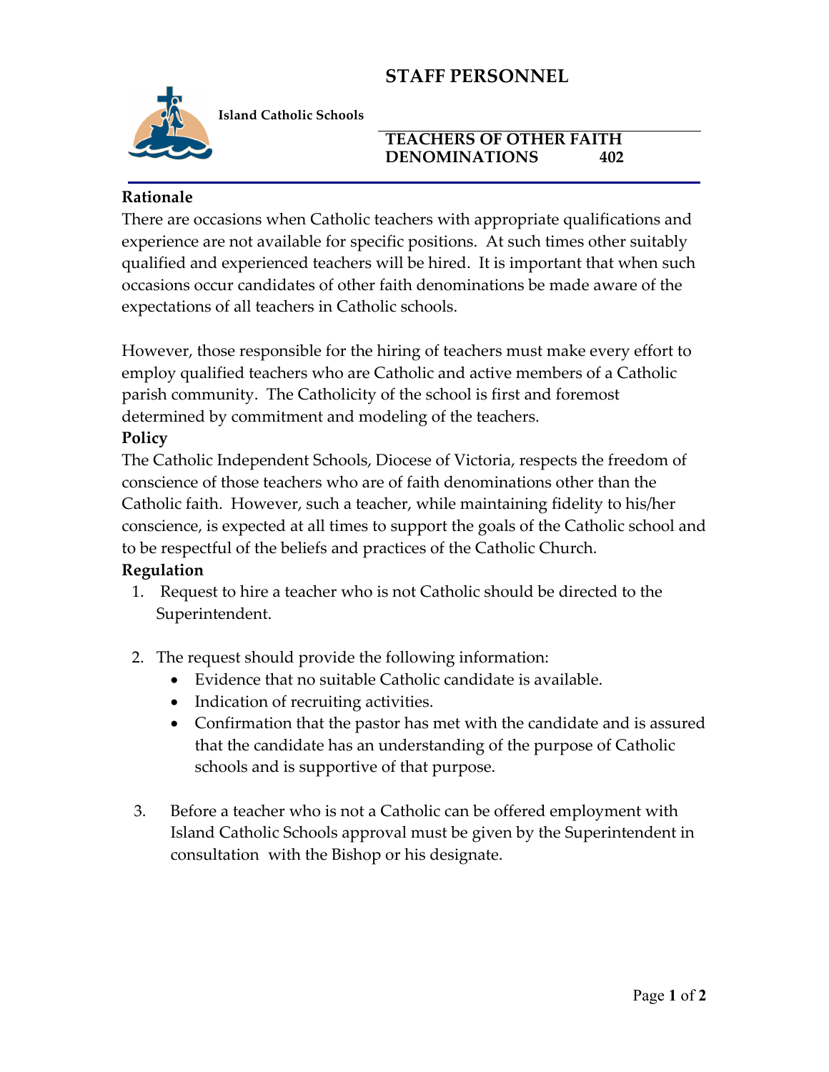# STAFF PERSONNEL

**Island Catholic Schools**

## TEACHERS OF OTHER FAITH DENOMINATIONS 402

### Rationale

There are occasions when Catholic teachers with appropriate qualifications and experience are not available for specific positions. At such times other suitably qualified and experienced teachers will be hired. It is important that when such occasions occur candidates of other faith denominations be made aware of the expectations of all teachers in Catholic schools.

However, those responsible for the hiring of teachers must make every effort to employ qualified teachers who are Catholic and active members of a Catholic parish community. The Catholicity of the school is first and foremost determined by commitment and modeling of the teachers.

### Policy

The Catholic Independent Schools, Diocese of Victoria, respects the freedom of conscience of those teachers who are of faith denominations other than the Catholic faith. However, such a teacher, while maintaining fidelity to his/her conscience, is expected at all times to support the goals of the Catholic school and to be respectful of the beliefs and practices of the Catholic Church.

### Regulation

1. Request to hire a teacher who is not Catholic should be directed to the Superintendent.

2. The request should provide the following information:
   - Evidence that no suitable Catholic candidate is available.
   - Indication of recruiting activities.
   - Confirmation that the pastor has met with the candidate and is assured that the candidate has an understanding of the purpose of Catholic schools and is supportive of that purpose.

3. Before a teacher who is not a Catholic can be offered employment with Island Catholic Schools approval must be given by the Superintendent in consultation with the Bishop or his designate.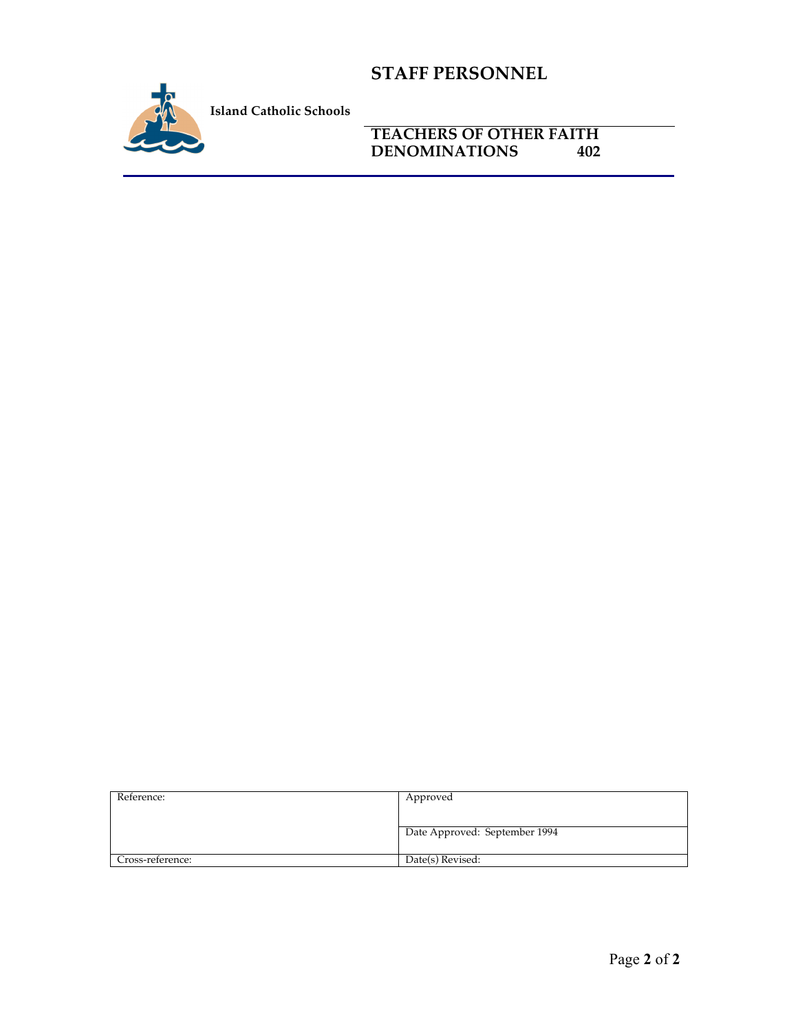# STAFF PERSONNEL

**Island Catholic Schools**

## TEACHERS OF OTHER FAITH DENOMINATIONS 402

| | |
|---|---|
| Reference: | Approved |
| | Date Approved: September 1994 |
| Cross-reference: | Date(s) Revised: |